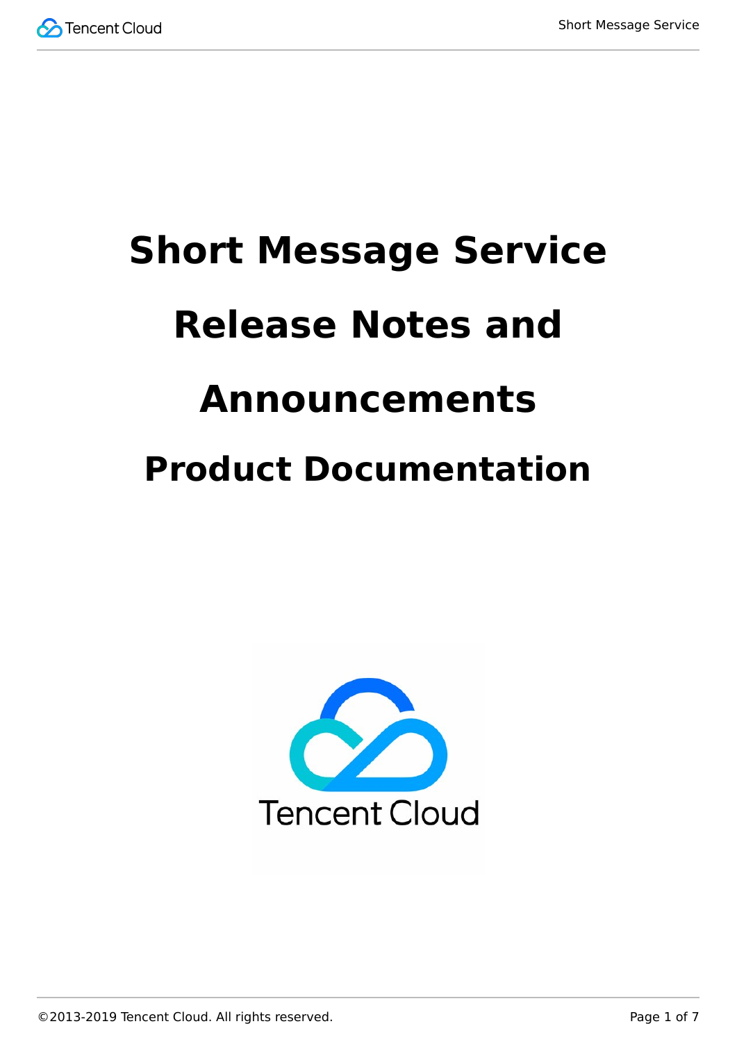# Short Message Service

# Release Notes and Announcements

# Product Documentation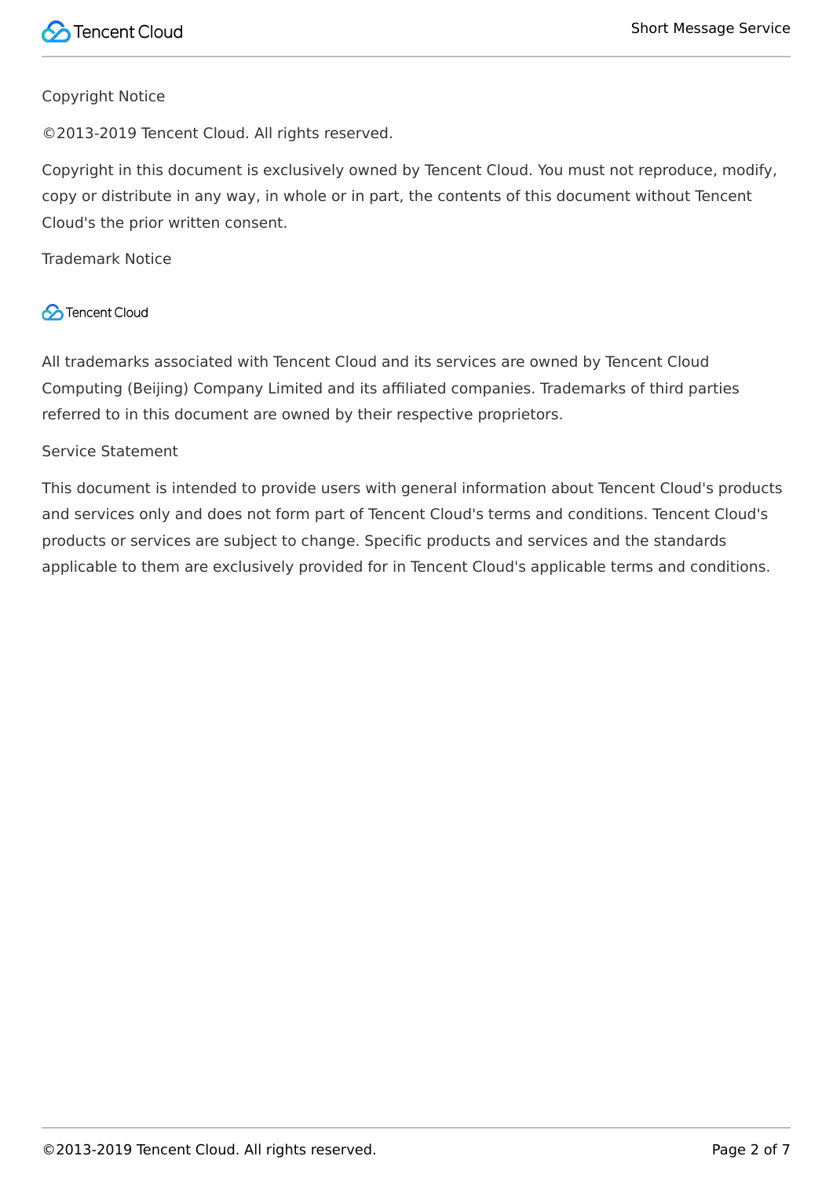Copyright Notice

©2013-2019 Tencent Cloud. All rights reserved.

Copyright in this document is exclusively owned by Tencent Cloud. You must not reproduce, modify, copy or distribute in any way, in whole or in part, the contents of this document without Tencent Cloud's the prior written consent.

Trademark Notice

Tencent Cloud

All trademarks associated with Tencent Cloud and its services are owned by Tencent Cloud Computing (Beijing) Company Limited and its affiliated companies. Trademarks of third parties referred to in this document are owned by their respective proprietors.

Service Statement

This document is intended to provide users with general information about Tencent Cloud's products and services only and does not form part of Tencent Cloud's terms and conditions. Tencent Cloud's products or services are subject to change. Specific products and services and the standards applicable to them are exclusively provided for in Tencent Cloud's applicable terms and conditions.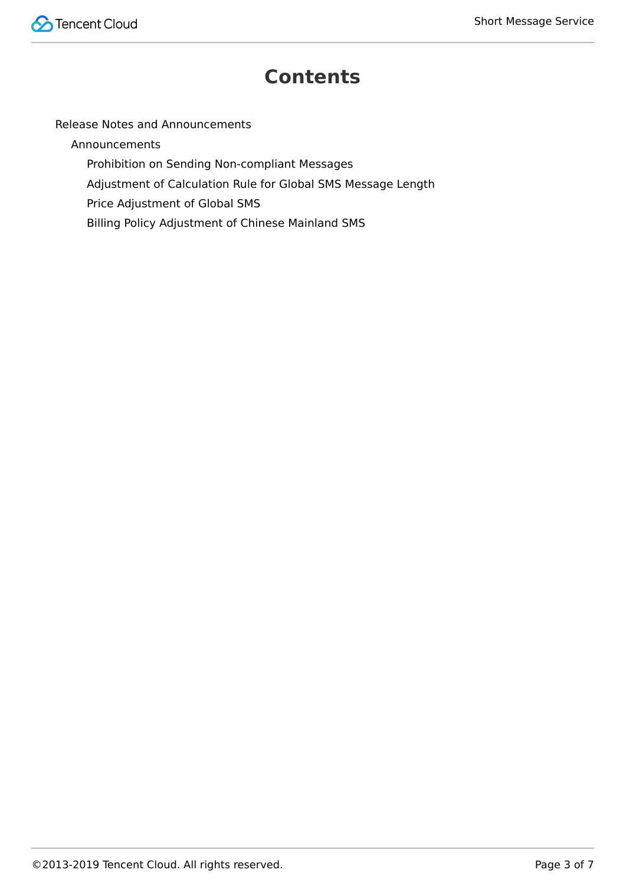# Contents

- Release Notes and Announcements
  - Announcements
    - Prohibition on Sending Non-compliant Messages
    - Adjustment of Calculation Rule for Global SMS Message Length
    - Price Adjustment of Global SMS
    - Billing Policy Adjustment of Chinese Mainland SMS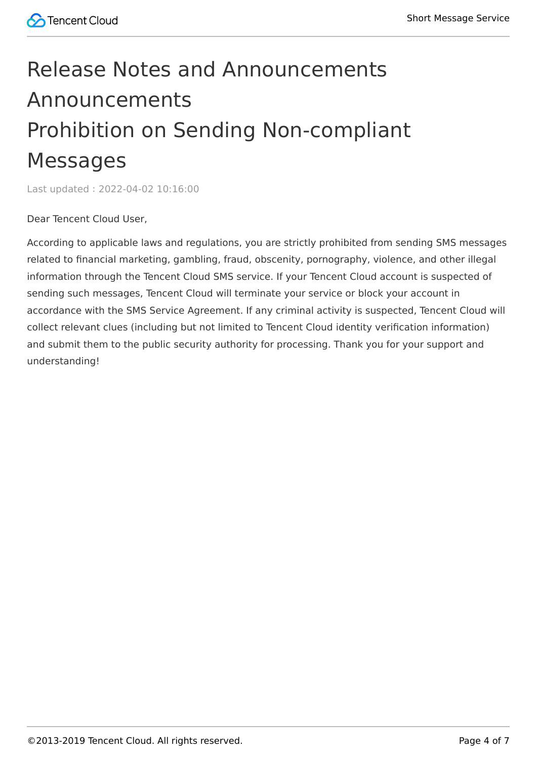# Release Notes and Announcements

## Announcements

### Prohibition on Sending Non-compliant Messages

Last updated : 2022-04-02 10:16:00

Dear Tencent Cloud User,

According to applicable laws and regulations, you are strictly prohibited from sending SMS messages related to financial marketing, gambling, fraud, obscenity, pornography, violence, and other illegal information through the Tencent Cloud SMS service. If your Tencent Cloud account is suspected of sending such messages, Tencent Cloud will terminate your service or block your account in accordance with the SMS Service Agreement. If any criminal activity is suspected, Tencent Cloud will collect relevant clues (including but not limited to Tencent Cloud identity verification information) and submit them to the public security authority for processing. Thank you for your support and understanding!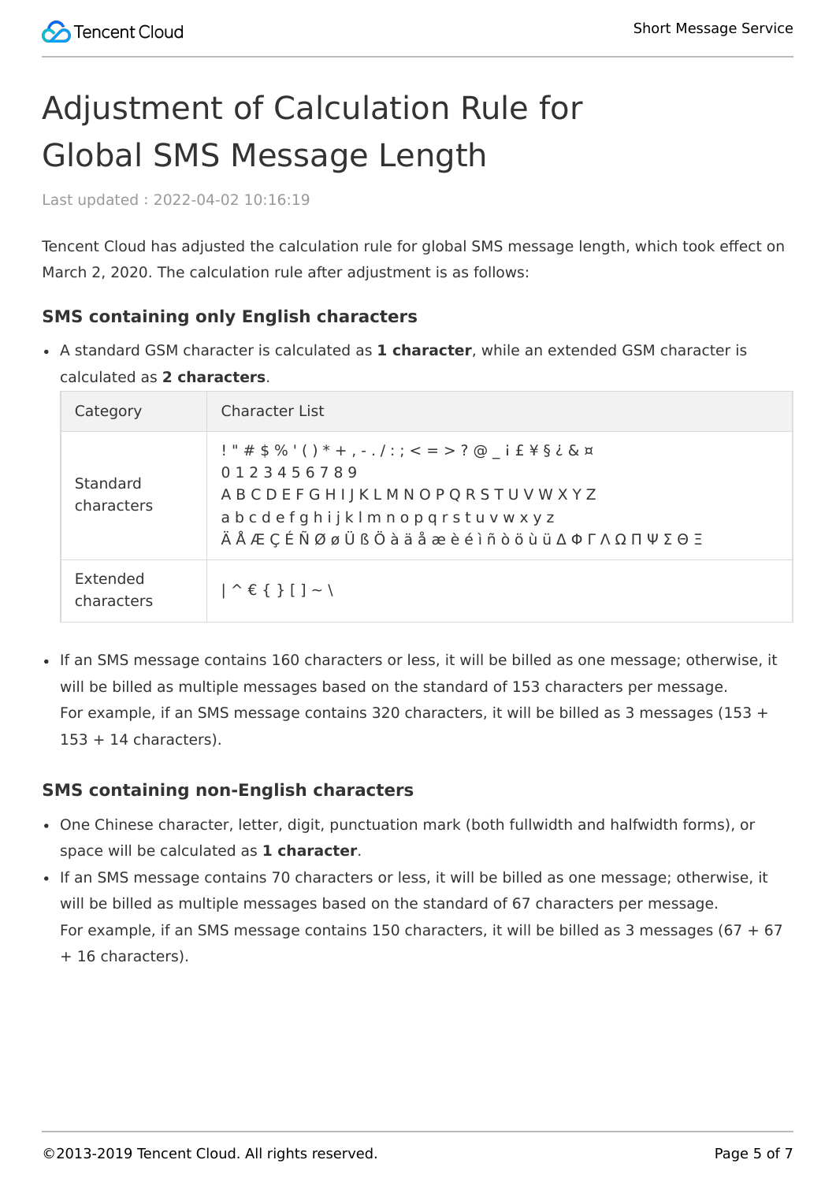# Adjustment of Calculation Rule for Global SMS Message Length

Last updated : 2022-04-02 10:16:19

Tencent Cloud has adjusted the calculation rule for global SMS message length, which took effect on March 2, 2020. The calculation rule after adjustment is as follows:

### SMS containing only English characters

- A standard GSM character is calculated as **1 character**, while an extended GSM character is calculated as **2 characters**.

| Category | Character List |
| --- | --- |
| Standard characters | ! " # $ % ' ( ) * + , - . / : ; < = > ? @ _ ¡ £ ¥ § ¿ & ¤<br>0 1 2 3 4 5 6 7 8 9<br>A B C D E F G H I J K L M N O P Q R S T U V W X Y Z<br>a b c d e f g h i j k l m n o p q r s t u v w x y z<br>Ä Å Æ Ç É Ñ Ø ø Ü ß Ö à ä å æ è é ì ñ ò ö ù ü Δ Φ Γ Λ Ω Π Ψ Σ Θ Ξ |
| Extended characters | \| ^ € { } [ ] ~ \ |

- If an SMS message contains 160 characters or less, it will be billed as one message; otherwise, it will be billed as multiple messages based on the standard of 153 characters per message.
  For example, if an SMS message contains 320 characters, it will be billed as 3 messages (153 + 153 + 14 characters).

### SMS containing non-English characters

- One Chinese character, letter, digit, punctuation mark (both fullwidth and halfwidth forms), or space will be calculated as **1 character**.
- If an SMS message contains 70 characters or less, it will be billed as one message; otherwise, it will be billed as multiple messages based on the standard of 67 characters per message.
  For example, if an SMS message contains 150 characters, it will be billed as 3 messages (67 + 67 + 16 characters).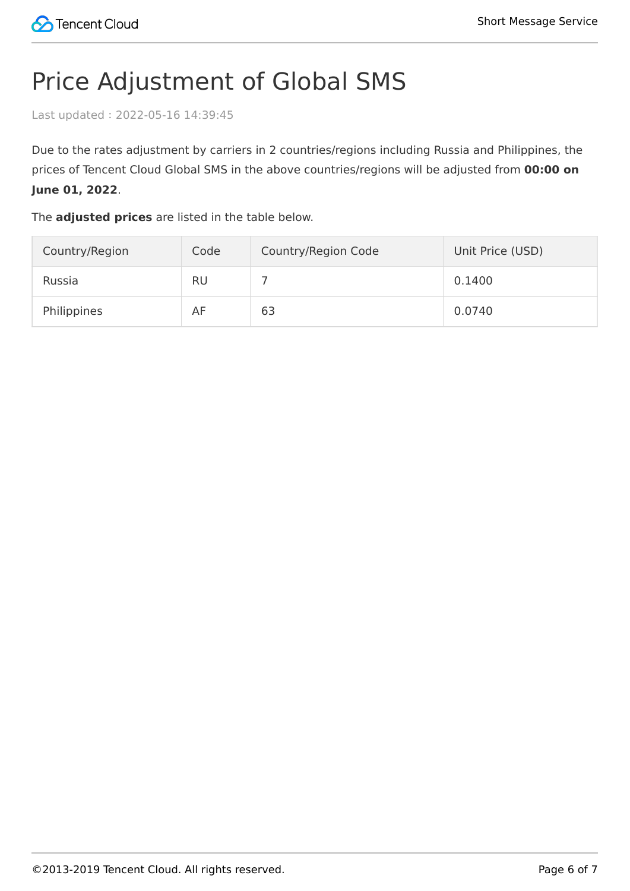# Price Adjustment of Global SMS

Last updated : 2022-05-16 14:39:45

Due to the rates adjustment by carriers in 2 countries/regions including Russia and Philippines, the prices of Tencent Cloud Global SMS in the above countries/regions will be adjusted from **00:00 on June 01, 2022**.

The **adjusted prices** are listed in the table below.

| Country/Region | Code | Country/Region Code | Unit Price (USD) |
| --- | --- | --- | --- |
| Russia | RU | 7 | 0.1400 |
| Philippines | AF | 63 | 0.0740 |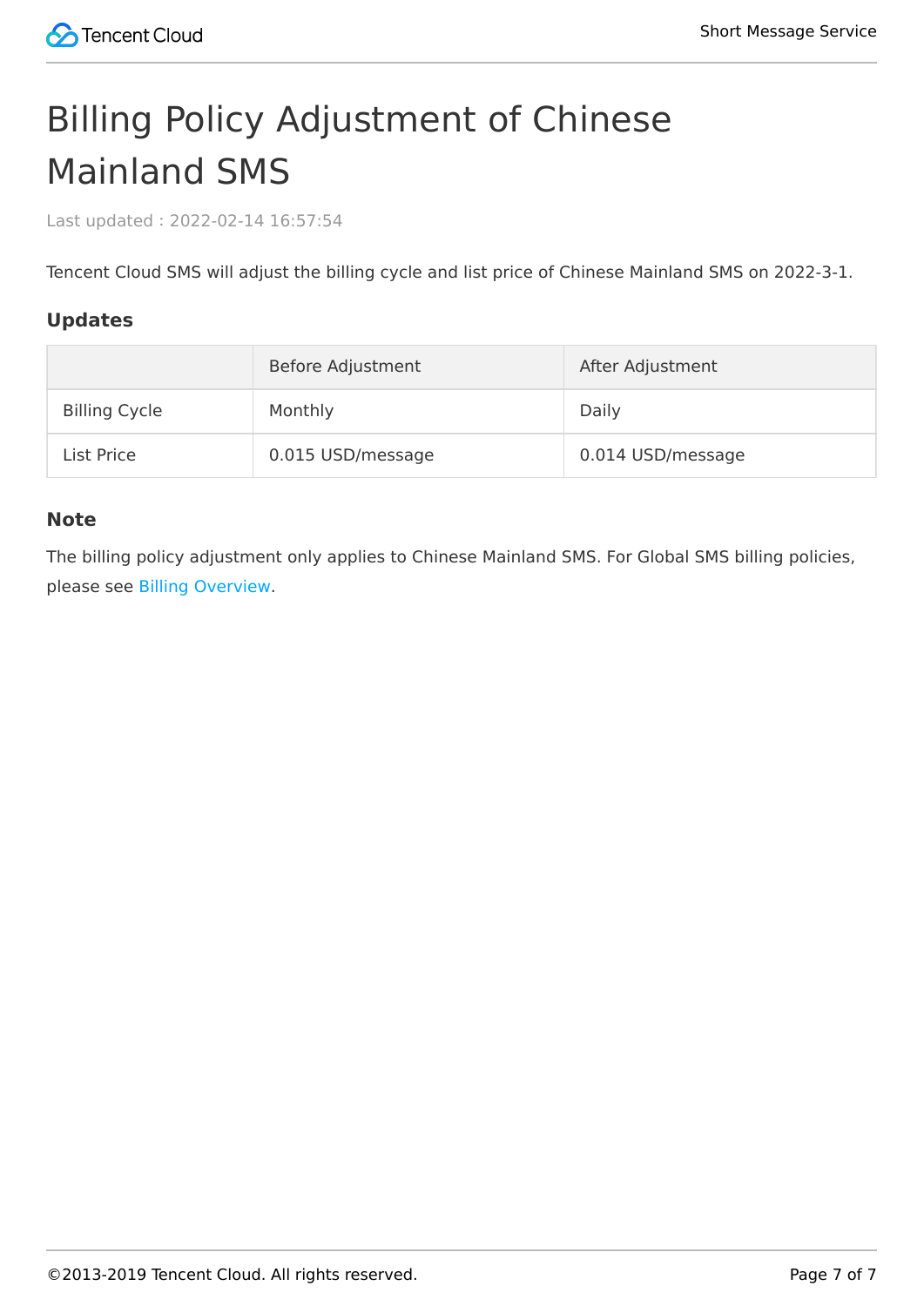# Billing Policy Adjustment of Chinese Mainland SMS

Last updated : 2022-02-14 16:57:54

Tencent Cloud SMS will adjust the billing cycle and list price of Chinese Mainland SMS on 2022-3-1.

### Updates

| | Before Adjustment | After Adjustment |
| --- | --- | --- |
| Billing Cycle | Monthly | Daily |
| List Price | 0.015 USD/message | 0.014 USD/message |

### Note

The billing policy adjustment only applies to Chinese Mainland SMS. For Global SMS billing policies, please see Billing Overview.